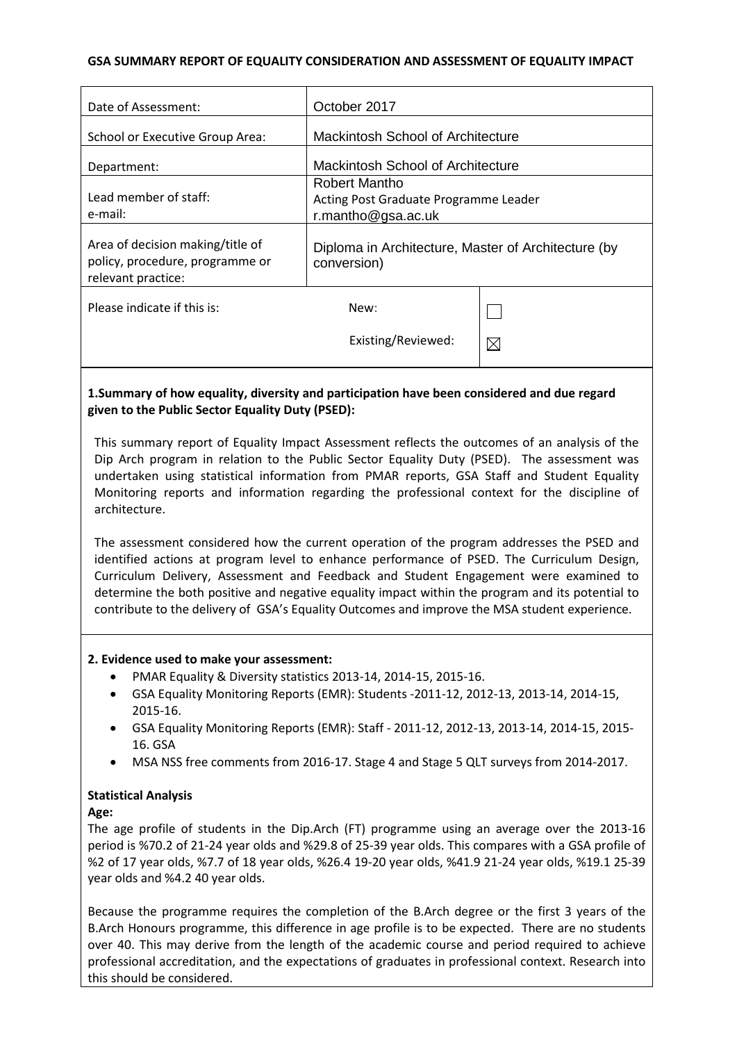**GSA SUMMARY REPORT OF EQUALITY CONSIDERATION AND ASSESSMENT OF EQUALITY IMPACT**

| | | |
|---|---|---|
| Date of Assessment: | October 2017 | |
| School or Executive Group Area: | Mackintosh School of Architecture | |
| Department: | Mackintosh School of Architecture | |
| Lead member of staff:<br>e-mail: | Robert Mantho<br>Acting Post Graduate Programme Leader<br>r.mantho@gsa.ac.uk | |
| Area of decision making/title of policy, procedure, programme or relevant practice: | Diploma in Architecture, Master of Architecture (by conversion) | |
| Please indicate if this is: | New: | ☐ |
| | Existing/Reviewed: | ☒ |

**1.Summary of how equality, diversity and participation have been considered and due regard given to the Public Sector Equality Duty (PSED):**

This summary report of Equality Impact Assessment reflects the outcomes of an analysis of the Dip Arch program in relation to the Public Sector Equality Duty (PSED). The assessment was undertaken using statistical information from PMAR reports, GSA Staff and Student Equality Monitoring reports and information regarding the professional context for the discipline of architecture.

The assessment considered how the current operation of the program addresses the PSED and identified actions at program level to enhance performance of PSED. The Curriculum Design, Curriculum Delivery, Assessment and Feedback and Student Engagement were examined to determine the both positive and negative equality impact within the program and its potential to contribute to the delivery of GSA's Equality Outcomes and improve the MSA student experience.

**2. Evidence used to make your assessment:**

- PMAR Equality & Diversity statistics 2013-14, 2014-15, 2015-16.
- GSA Equality Monitoring Reports (EMR): Students -2011-12, 2012-13, 2013-14, 2014-15, 2015-16.
- GSA Equality Monitoring Reports (EMR): Staff - 2011-12, 2012-13, 2013-14, 2014-15, 2015-16. GSA
- MSA NSS free comments from 2016-17. Stage 4 and Stage 5 QLT surveys from 2014-2017.

**Statistical Analysis**

**Age:**

The age profile of students in the Dip.Arch (FT) programme using an average over the 2013-16 period is %70.2 of 21-24 year olds and %29.8 of 25-39 year olds. This compares with a GSA profile of %2 of 17 year olds, %7.7 of 18 year olds, %26.4 19-20 year olds, %41.9 21-24 year olds, %19.1 25-39 year olds and %4.2 40 year olds.

Because the programme requires the completion of the B.Arch degree or the first 3 years of the B.Arch Honours programme, this difference in age profile is to be expected. There are no students over 40. This may derive from the length of the academic course and period required to achieve professional accreditation, and the expectations of graduates in professional context. Research into this should be considered.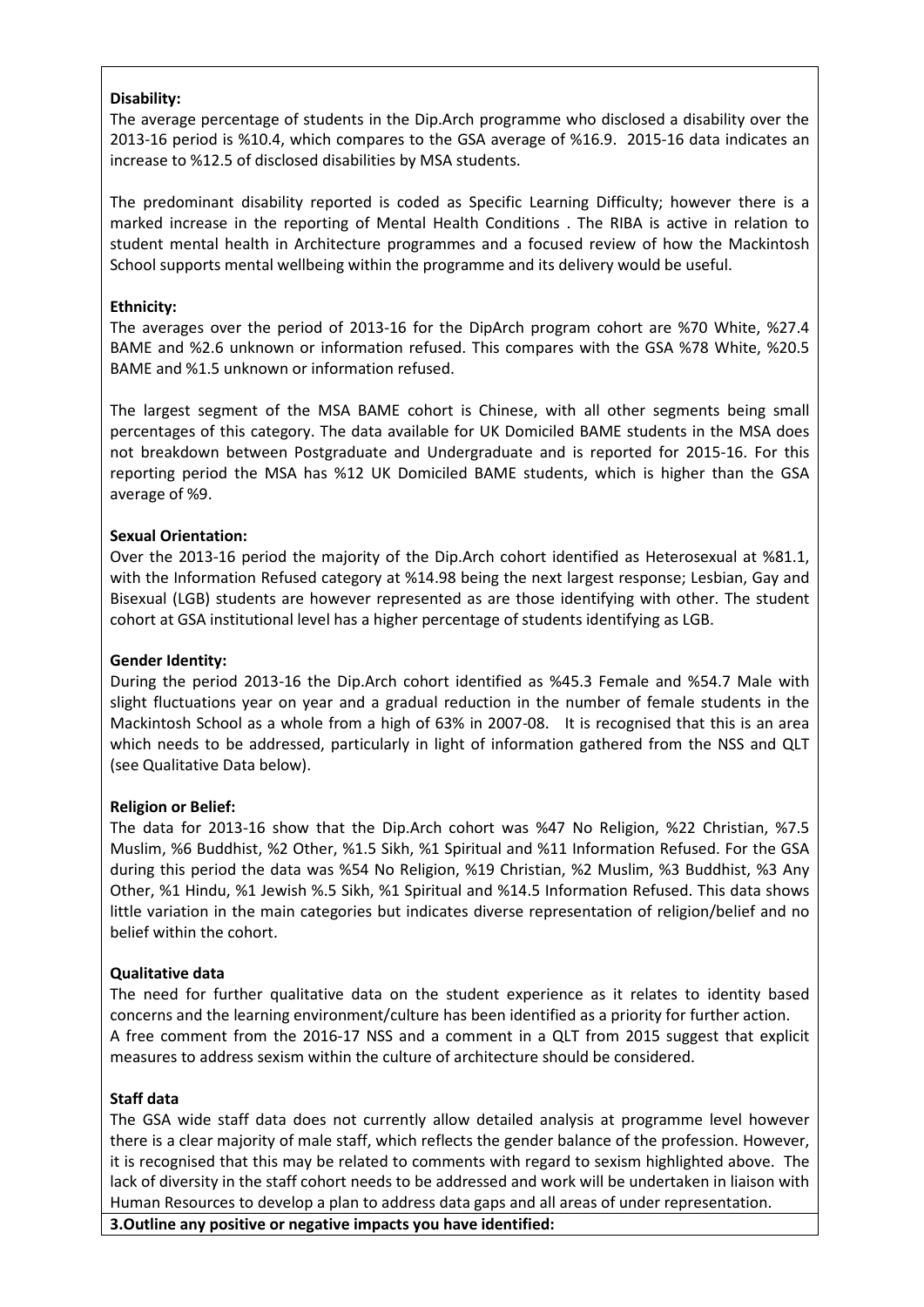**Disability:**

The average percentage of students in the Dip.Arch programme who disclosed a disability over the 2013-16 period is %10.4, which compares to the GSA average of %16.9. 2015-16 data indicates an increase to %12.5 of disclosed disabilities by MSA students.

The predominant disability reported is coded as Specific Learning Difficulty; however there is a marked increase in the reporting of Mental Health Conditions . The RIBA is active in relation to student mental health in Architecture programmes and a focused review of how the Mackintosh School supports mental wellbeing within the programme and its delivery would be useful.

**Ethnicity:**

The averages over the period of 2013-16 for the DipArch program cohort are %70 White, %27.4 BAME and %2.6 unknown or information refused. This compares with the GSA %78 White, %20.5 BAME and %1.5 unknown or information refused.

The largest segment of the MSA BAME cohort is Chinese, with all other segments being small percentages of this category. The data available for UK Domiciled BAME students in the MSA does not breakdown between Postgraduate and Undergraduate and is reported for 2015-16. For this reporting period the MSA has %12 UK Domiciled BAME students, which is higher than the GSA average of %9.

**Sexual Orientation:**

Over the 2013-16 period the majority of the Dip.Arch cohort identified as Heterosexual at %81.1, with the Information Refused category at %14.98 being the next largest response; Lesbian, Gay and Bisexual (LGB) students are however represented as are those identifying with other. The student cohort at GSA institutional level has a higher percentage of students identifying as LGB.

**Gender Identity:**

During the period 2013-16 the Dip.Arch cohort identified as %45.3 Female and %54.7 Male with slight fluctuations year on year and a gradual reduction in the number of female students in the Mackintosh School as a whole from a high of 63% in 2007-08. It is recognised that this is an area which needs to be addressed, particularly in light of information gathered from the NSS and QLT (see Qualitative Data below).

**Religion or Belief:**

The data for 2013-16 show that the Dip.Arch cohort was %47 No Religion, %22 Christian, %7.5 Muslim, %6 Buddhist, %2 Other, %1.5 Sikh, %1 Spiritual and %11 Information Refused. For the GSA during this period the data was %54 No Religion, %19 Christian, %2 Muslim, %3 Buddhist, %3 Any Other, %1 Hindu, %1 Jewish %.5 Sikh, %1 Spiritual and %14.5 Information Refused. This data shows little variation in the main categories but indicates diverse representation of religion/belief and no belief within the cohort.

**Qualitative data**

The need for further qualitative data on the student experience as it relates to identity based concerns and the learning environment/culture has been identified as a priority for further action.
A free comment from the 2016-17 NSS and a comment in a QLT from 2015 suggest that explicit measures to address sexism within the culture of architecture should be considered.

**Staff data**

The GSA wide staff data does not currently allow detailed analysis at programme level however there is a clear majority of male staff, which reflects the gender balance of the profession. However, it is recognised that this may be related to comments with regard to sexism highlighted above. The lack of diversity in the staff cohort needs to be addressed and work will be undertaken in liaison with Human Resources to develop a plan to address data gaps and all areas of under representation.

**3.Outline any positive or negative impacts you have identified:**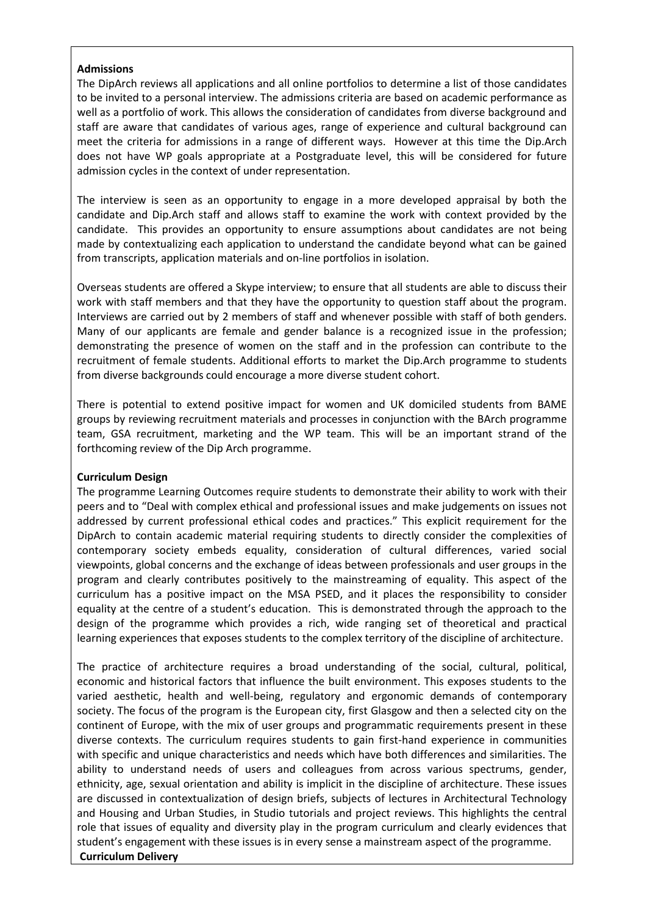**Admissions**

The DipArch reviews all applications and all online portfolios to determine a list of those candidates to be invited to a personal interview. The admissions criteria are based on academic performance as well as a portfolio of work. This allows the consideration of candidates from diverse background and staff are aware that candidates of various ages, range of experience and cultural background can meet the criteria for admissions in a range of different ways. However at this time the Dip.Arch does not have WP goals appropriate at a Postgraduate level, this will be considered for future admission cycles in the context of under representation.

The interview is seen as an opportunity to engage in a more developed appraisal by both the candidate and Dip.Arch staff and allows staff to examine the work with context provided by the candidate. This provides an opportunity to ensure assumptions about candidates are not being made by contextualizing each application to understand the candidate beyond what can be gained from transcripts, application materials and on-line portfolios in isolation.

Overseas students are offered a Skype interview; to ensure that all students are able to discuss their work with staff members and that they have the opportunity to question staff about the program. Interviews are carried out by 2 members of staff and whenever possible with staff of both genders. Many of our applicants are female and gender balance is a recognized issue in the profession; demonstrating the presence of women on the staff and in the profession can contribute to the recruitment of female students. Additional efforts to market the Dip.Arch programme to students from diverse backgrounds could encourage a more diverse student cohort.

There is potential to extend positive impact for women and UK domiciled students from BAME groups by reviewing recruitment materials and processes in conjunction with the BArch programme team, GSA recruitment, marketing and the WP team. This will be an important strand of the forthcoming review of the Dip Arch programme.

**Curriculum Design**

The programme Learning Outcomes require students to demonstrate their ability to work with their peers and to "Deal with complex ethical and professional issues and make judgements on issues not addressed by current professional ethical codes and practices." This explicit requirement for the DipArch to contain academic material requiring students to directly consider the complexities of contemporary society embeds equality, consideration of cultural differences, varied social viewpoints, global concerns and the exchange of ideas between professionals and user groups in the program and clearly contributes positively to the mainstreaming of equality. This aspect of the curriculum has a positive impact on the MSA PSED, and it places the responsibility to consider equality at the centre of a student's education. This is demonstrated through the approach to the design of the programme which provides a rich, wide ranging set of theoretical and practical learning experiences that exposes students to the complex territory of the discipline of architecture.

The practice of architecture requires a broad understanding of the social, cultural, political, economic and historical factors that influence the built environment. This exposes students to the varied aesthetic, health and well-being, regulatory and ergonomic demands of contemporary society. The focus of the program is the European city, first Glasgow and then a selected city on the continent of Europe, with the mix of user groups and programmatic requirements present in these diverse contexts. The curriculum requires students to gain first-hand experience in communities with specific and unique characteristics and needs which have both differences and similarities. The ability to understand needs of users and colleagues from across various spectrums, gender, ethnicity, age, sexual orientation and ability is implicit in the discipline of architecture. These issues are discussed in contextualization of design briefs, subjects of lectures in Architectural Technology and Housing and Urban Studies, in Studio tutorials and project reviews. This highlights the central role that issues of equality and diversity play in the program curriculum and clearly evidences that student's engagement with these issues is in every sense a mainstream aspect of the programme.

**Curriculum Delivery**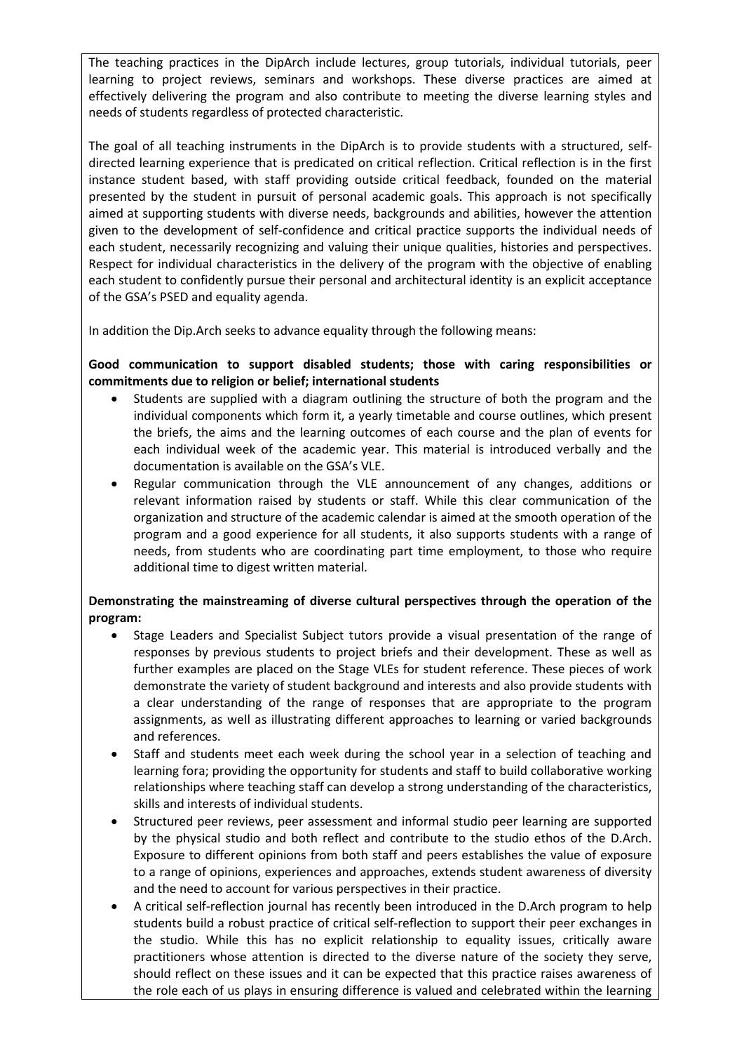The teaching practices in the DipArch include lectures, group tutorials, individual tutorials, peer learning to project reviews, seminars and workshops. These diverse practices are aimed at effectively delivering the program and also contribute to meeting the diverse learning styles and needs of students regardless of protected characteristic.

The goal of all teaching instruments in the DipArch is to provide students with a structured, self-directed learning experience that is predicated on critical reflection. Critical reflection is in the first instance student based, with staff providing outside critical feedback, founded on the material presented by the student in pursuit of personal academic goals. This approach is not specifically aimed at supporting students with diverse needs, backgrounds and abilities, however the attention given to the development of self-confidence and critical practice supports the individual needs of each student, necessarily recognizing and valuing their unique qualities, histories and perspectives. Respect for individual characteristics in the delivery of the program with the objective of enabling each student to confidently pursue their personal and architectural identity is an explicit acceptance of the GSA's PSED and equality agenda.

In addition the Dip.Arch seeks to advance equality through the following means:

**Good communication to support disabled students; those with caring responsibilities or commitments due to religion or belief; international students**

- Students are supplied with a diagram outlining the structure of both the program and the individual components which form it, a yearly timetable and course outlines, which present the briefs, the aims and the learning outcomes of each course and the plan of events for each individual week of the academic year. This material is introduced verbally and the documentation is available on the GSA's VLE.
- Regular communication through the VLE announcement of any changes, additions or relevant information raised by students or staff. While this clear communication of the organization and structure of the academic calendar is aimed at the smooth operation of the program and a good experience for all students, it also supports students with a range of needs, from students who are coordinating part time employment, to those who require additional time to digest written material.

**Demonstrating the mainstreaming of diverse cultural perspectives through the operation of the program:**

- Stage Leaders and Specialist Subject tutors provide a visual presentation of the range of responses by previous students to project briefs and their development. These as well as further examples are placed on the Stage VLEs for student reference. These pieces of work demonstrate the variety of student background and interests and also provide students with a clear understanding of the range of responses that are appropriate to the program assignments, as well as illustrating different approaches to learning or varied backgrounds and references.
- Staff and students meet each week during the school year in a selection of teaching and learning fora; providing the opportunity for students and staff to build collaborative working relationships where teaching staff can develop a strong understanding of the characteristics, skills and interests of individual students.
- Structured peer reviews, peer assessment and informal studio peer learning are supported by the physical studio and both reflect and contribute to the studio ethos of the D.Arch. Exposure to different opinions from both staff and peers establishes the value of exposure to a range of opinions, experiences and approaches, extends student awareness of diversity and the need to account for various perspectives in their practice.
- A critical self-reflection journal has recently been introduced in the D.Arch program to help students build a robust practice of critical self-reflection to support their peer exchanges in the studio. While this has no explicit relationship to equality issues, critically aware practitioners whose attention is directed to the diverse nature of the society they serve, should reflect on these issues and it can be expected that this practice raises awareness of the role each of us plays in ensuring difference is valued and celebrated within the learning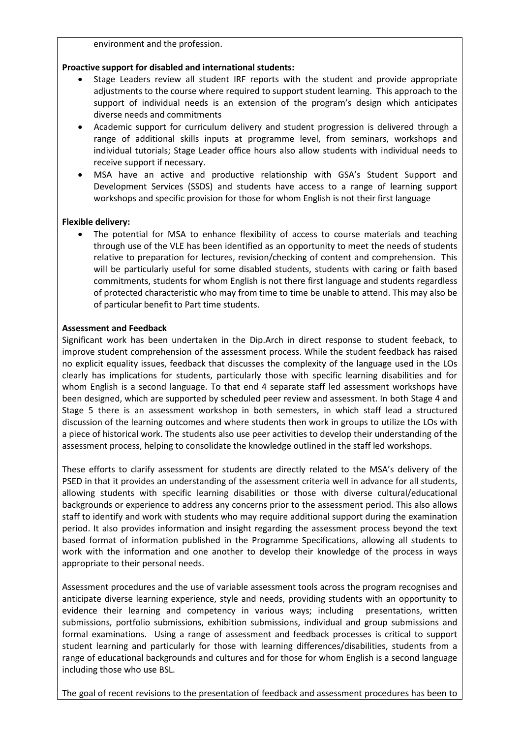environment and the profession.

**Proactive support for disabled and international students:**

- Stage Leaders review all student IRF reports with the student and provide appropriate adjustments to the course where required to support student learning. This approach to the support of individual needs is an extension of the program's design which anticipates diverse needs and commitments
- Academic support for curriculum delivery and student progression is delivered through a range of additional skills inputs at programme level, from seminars, workshops and individual tutorials; Stage Leader office hours also allow students with individual needs to receive support if necessary.
- MSA have an active and productive relationship with GSA's Student Support and Development Services (SSDS) and students have access to a range of learning support workshops and specific provision for those for whom English is not their first language

**Flexible delivery:**

- The potential for MSA to enhance flexibility of access to course materials and teaching through use of the VLE has been identified as an opportunity to meet the needs of students relative to preparation for lectures, revision/checking of content and comprehension. This will be particularly useful for some disabled students, students with caring or faith based commitments, students for whom English is not there first language and students regardless of protected characteristic who may from time to time be unable to attend. This may also be of particular benefit to Part time students.

**Assessment and Feedback**

Significant work has been undertaken in the Dip.Arch in direct response to student feeback, to improve student comprehension of the assessment process. While the student feedback has raised no explicit equality issues, feedback that discusses the complexity of the language used in the LOs clearly has implications for students, particularly those with specific learning disabilities and for whom English is a second language. To that end 4 separate staff led assessment workshops have been designed, which are supported by scheduled peer review and assessment. In both Stage 4 and Stage 5 there is an assessment workshop in both semesters, in which staff lead a structured discussion of the learning outcomes and where students then work in groups to utilize the LOs with a piece of historical work. The students also use peer activities to develop their understanding of the assessment process, helping to consolidate the knowledge outlined in the staff led workshops.

These efforts to clarify assessment for students are directly related to the MSA's delivery of the PSED in that it provides an understanding of the assessment criteria well in advance for all students, allowing students with specific learning disabilities or those with diverse cultural/educational backgrounds or experience to address any concerns prior to the assessment period. This also allows staff to identify and work with students who may require additional support during the examination period. It also provides information and insight regarding the assessment process beyond the text based format of information published in the Programme Specifications, allowing all students to work with the information and one another to develop their knowledge of the process in ways appropriate to their personal needs.

Assessment procedures and the use of variable assessment tools across the program recognises and anticipate diverse learning experience, style and needs, providing students with an opportunity to evidence their learning and competency in various ways; including presentations, written submissions, portfolio submissions, exhibition submissions, individual and group submissions and formal examinations. Using a range of assessment and feedback processes is critical to support student learning and particularly for those with learning differences/disabilities, students from a range of educational backgrounds and cultures and for those for whom English is a second language including those who use BSL.

The goal of recent revisions to the presentation of feedback and assessment procedures has been to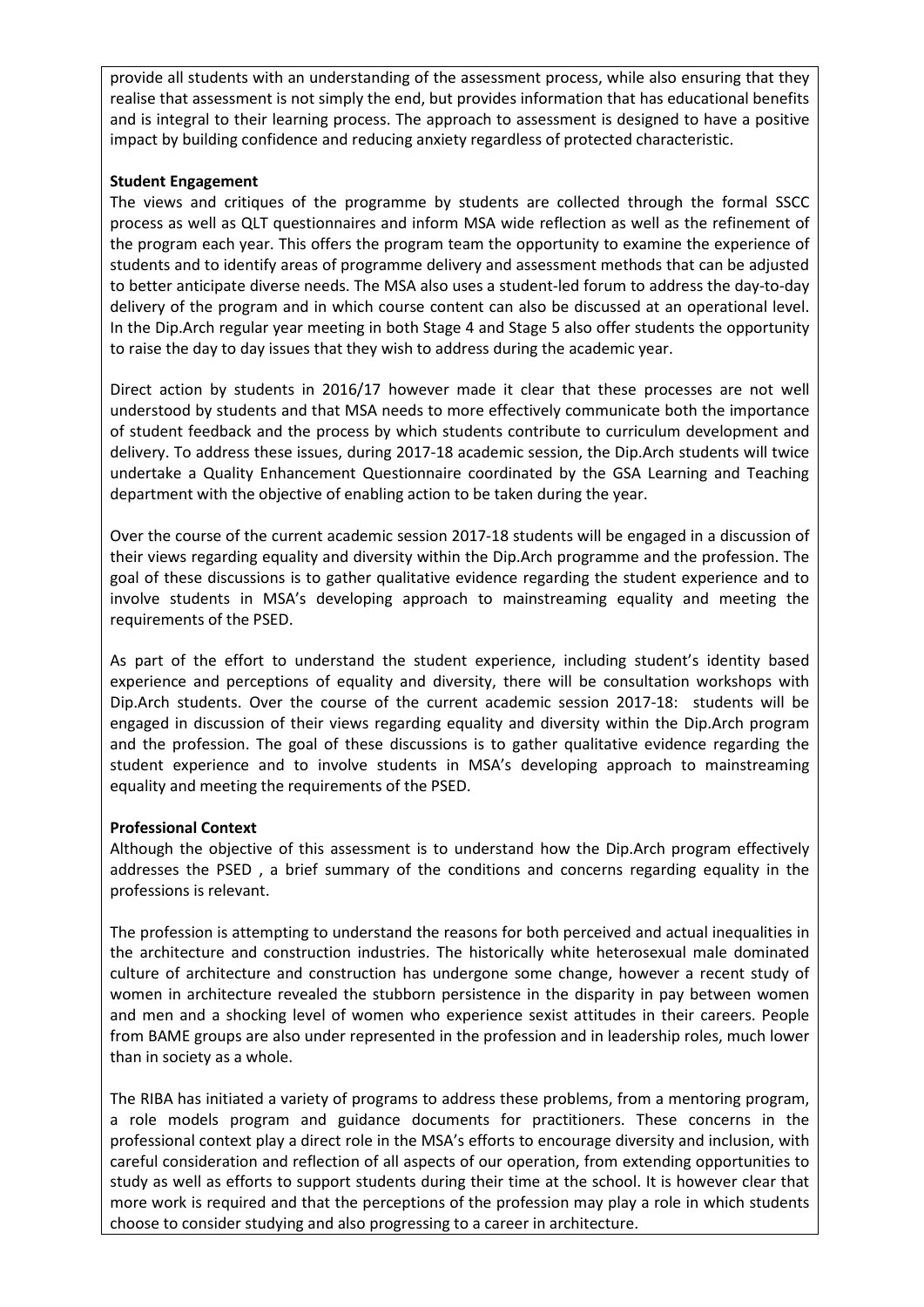provide all students with an understanding of the assessment process, while also ensuring that they realise that assessment is not simply the end, but provides information that has educational benefits and is integral to their learning process. The approach to assessment is designed to have a positive impact by building confidence and reducing anxiety regardless of protected characteristic.

**Student Engagement**

The views and critiques of the programme by students are collected through the formal SSCC process as well as QLT questionnaires and inform MSA wide reflection as well as the refinement of the program each year. This offers the program team the opportunity to examine the experience of students and to identify areas of programme delivery and assessment methods that can be adjusted to better anticipate diverse needs. The MSA also uses a student-led forum to address the day-to-day delivery of the program and in which course content can also be discussed at an operational level. In the Dip.Arch regular year meeting in both Stage 4 and Stage 5 also offer students the opportunity to raise the day to day issues that they wish to address during the academic year.

Direct action by students in 2016/17 however made it clear that these processes are not well understood by students and that MSA needs to more effectively communicate both the importance of student feedback and the process by which students contribute to curriculum development and delivery. To address these issues, during 2017-18 academic session, the Dip.Arch students will twice undertake a Quality Enhancement Questionnaire coordinated by the GSA Learning and Teaching department with the objective of enabling action to be taken during the year.

Over the course of the current academic session 2017-18 students will be engaged in a discussion of their views regarding equality and diversity within the Dip.Arch programme and the profession. The goal of these discussions is to gather qualitative evidence regarding the student experience and to involve students in MSA's developing approach to mainstreaming equality and meeting the requirements of the PSED.

As part of the effort to understand the student experience, including student's identity based experience and perceptions of equality and diversity, there will be consultation workshops with Dip.Arch students. Over the course of the current academic session 2017-18: students will be engaged in discussion of their views regarding equality and diversity within the Dip.Arch program and the profession. The goal of these discussions is to gather qualitative evidence regarding the student experience and to involve students in MSA's developing approach to mainstreaming equality and meeting the requirements of the PSED.

**Professional Context**

Although the objective of this assessment is to understand how the Dip.Arch program effectively addresses the PSED , a brief summary of the conditions and concerns regarding equality in the professions is relevant.

The profession is attempting to understand the reasons for both perceived and actual inequalities in the architecture and construction industries. The historically white heterosexual male dominated culture of architecture and construction has undergone some change, however a recent study of women in architecture revealed the stubborn persistence in the disparity in pay between women and men and a shocking level of women who experience sexist attitudes in their careers. People from BAME groups are also under represented in the profession and in leadership roles, much lower than in society as a whole.

The RIBA has initiated a variety of programs to address these problems, from a mentoring program, a role models program and guidance documents for practitioners. These concerns in the professional context play a direct role in the MSA's efforts to encourage diversity and inclusion, with careful consideration and reflection of all aspects of our operation, from extending opportunities to study as well as efforts to support students during their time at the school. It is however clear that more work is required and that the perceptions of the profession may play a role in which students choose to consider studying and also progressing to a career in architecture.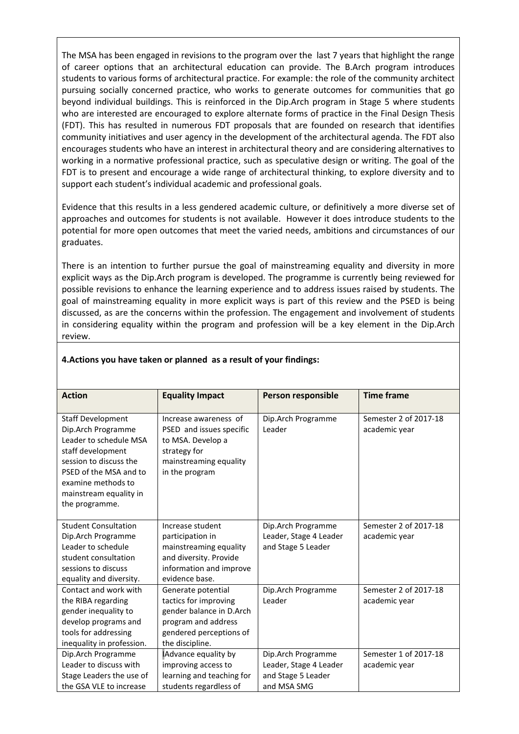The MSA has been engaged in revisions to the program over the last 7 years that highlight the range of career options that an architectural education can provide. The B.Arch program introduces students to various forms of architectural practice. For example: the role of the community architect pursuing socially concerned practice, who works to generate outcomes for communities that go beyond individual buildings. This is reinforced in the Dip.Arch program in Stage 5 where students who are interested are encouraged to explore alternate forms of practice in the Final Design Thesis (FDT). This has resulted in numerous FDT proposals that are founded on research that identifies community initiatives and user agency in the development of the architectural agenda. The FDT also encourages students who have an interest in architectural theory and are considering alternatives to working in a normative professional practice, such as speculative design or writing. The goal of the FDT is to present and encourage a wide range of architectural thinking, to explore diversity and to support each student's individual academic and professional goals.

Evidence that this results in a less gendered academic culture, or definitively a more diverse set of approaches and outcomes for students is not available. However it does introduce students to the potential for more open outcomes that meet the varied needs, ambitions and circumstances of our graduates.

There is an intention to further pursue the goal of mainstreaming equality and diversity in more explicit ways as the Dip.Arch program is developed. The programme is currently being reviewed for possible revisions to enhance the learning experience and to address issues raised by students. The goal of mainstreaming equality in more explicit ways is part of this review and the PSED is being discussed, as are the concerns within the profession. The engagement and involvement of students in considering equality within the program and profession will be a key element in the Dip.Arch review.

**4.Actions you have taken or planned as a result of your findings:**

| Action | Equality Impact | Person responsible | Time frame |
|---|---|---|---|
| Staff Development Dip.Arch Programme Leader to schedule MSA staff development session to discuss the PSED of the MSA and to examine methods to mainstream equality in the programme. | Increase awareness of PSED and issues specific to MSA. Develop a strategy for mainstreaming equality in the program | Dip.Arch Programme Leader | Semester 2 of 2017-18 academic year |
| Student Consultation Dip.Arch Programme Leader to schedule student consultation sessions to discuss equality and diversity. | Increase student participation in mainstreaming equality and diversity. Provide information and improve evidence base. | Dip.Arch Programme Leader, Stage 4 Leader and Stage 5 Leader | Semester 2 of 2017-18 academic year |
| Contact and work with the RIBA regarding gender inequality to develop programs and tools for addressing inequality in profession. | Generate potential tactics for improving gender balance in D.Arch program and address gendered perceptions of the discipline. | Dip.Arch Programme Leader | Semester 2 of 2017-18 academic year |
| Dip.Arch Programme Leader to discuss with Stage Leaders the use of the GSA VLE to increase | Advance equality by improving access to learning and teaching for students regardless of | Dip.Arch Programme Leader, Stage 4 Leader and Stage 5 Leader and MSA SMG | Semester 1 of 2017-18 academic year |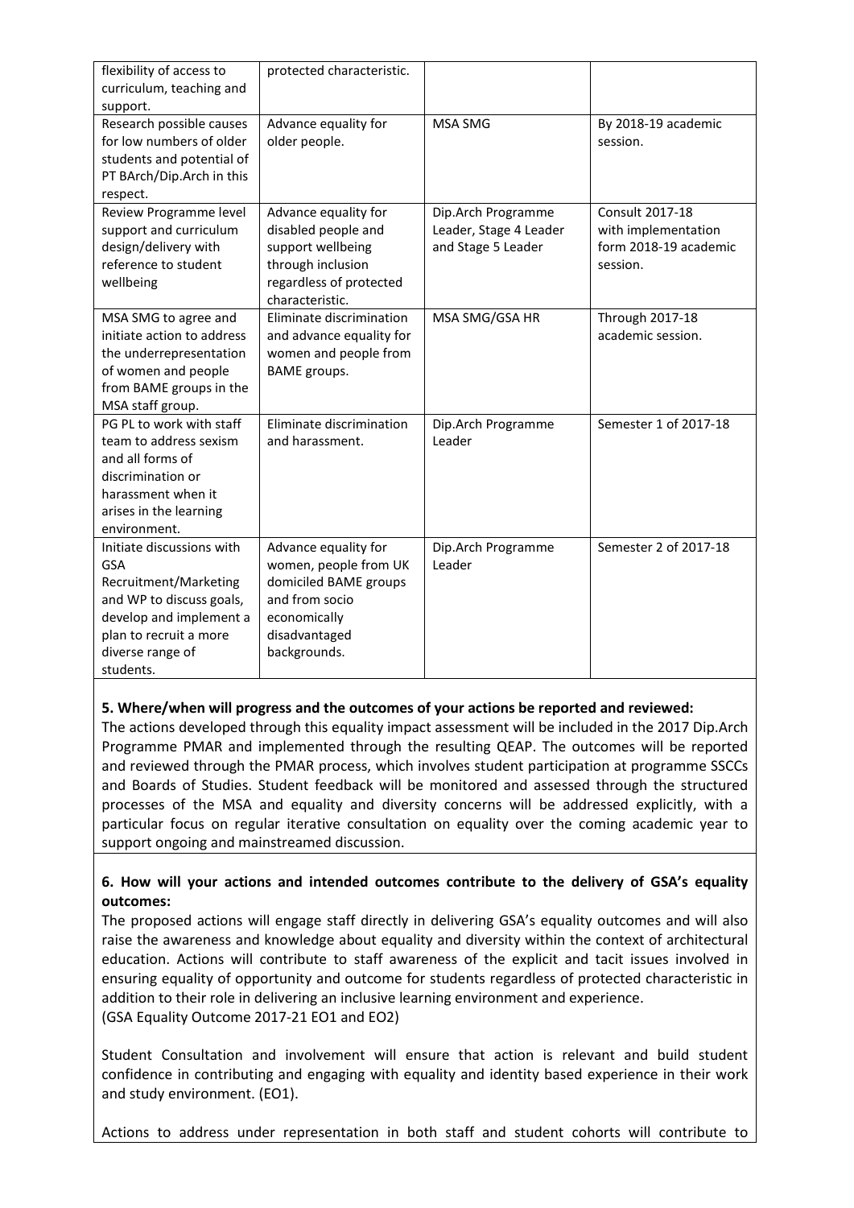| | | | |
|---|---|---|---|
| flexibility of access to curriculum, teaching and support. | protected characteristic. | | |
| Research possible causes for low numbers of older students and potential of PT BArch/Dip.Arch in this respect. | Advance equality for older people. | MSA SMG | By 2018-19 academic session. |
| Review Programme level support and curriculum design/delivery with reference to student wellbeing | Advance equality for disabled people and support wellbeing through inclusion regardless of protected characteristic. | Dip.Arch Programme Leader, Stage 4 Leader and Stage 5 Leader | Consult 2017-18 with implementation form 2018-19 academic session. |
| MSA SMG to agree and initiate action to address the underrepresentation of women and people from BAME groups in the MSA staff group. | Eliminate discrimination and advance equality for women and people from BAME groups. | MSA SMG/GSA HR | Through 2017-18 academic session. |
| PG PL to work with staff team to address sexism and all forms of discrimination or harassment when it arises in the learning environment. | Eliminate discrimination and harassment. | Dip.Arch Programme Leader | Semester 1 of 2017-18 |
| Initiate discussions with GSA Recruitment/Marketing and WP to discuss goals, develop and implement a plan to recruit a more diverse range of students. | Advance equality for women, people from UK domiciled BAME groups and from socio economically disadvantaged backgrounds. | Dip.Arch Programme Leader | Semester 2 of 2017-18 |

**5. Where/when will progress and the outcomes of your actions be reported and reviewed:**

The actions developed through this equality impact assessment will be included in the 2017 Dip.Arch Programme PMAR and implemented through the resulting QEAP. The outcomes will be reported and reviewed through the PMAR process, which involves student participation at programme SSCCs and Boards of Studies. Student feedback will be monitored and assessed through the structured processes of the MSA and equality and diversity concerns will be addressed explicitly, with a particular focus on regular iterative consultation on equality over the coming academic year to support ongoing and mainstreamed discussion.

**6. How will your actions and intended outcomes contribute to the delivery of GSA's equality outcomes:**

The proposed actions will engage staff directly in delivering GSA's equality outcomes and will also raise the awareness and knowledge about equality and diversity within the context of architectural education. Actions will contribute to staff awareness of the explicit and tacit issues involved in ensuring equality of opportunity and outcome for students regardless of protected characteristic in addition to their role in delivering an inclusive learning environment and experience.
(GSA Equality Outcome 2017-21 EO1 and EO2)

Student Consultation and involvement will ensure that action is relevant and build student confidence in contributing and engaging with equality and identity based experience in their work and study environment. (EO1).

Actions to address under representation in both staff and student cohorts will contribute to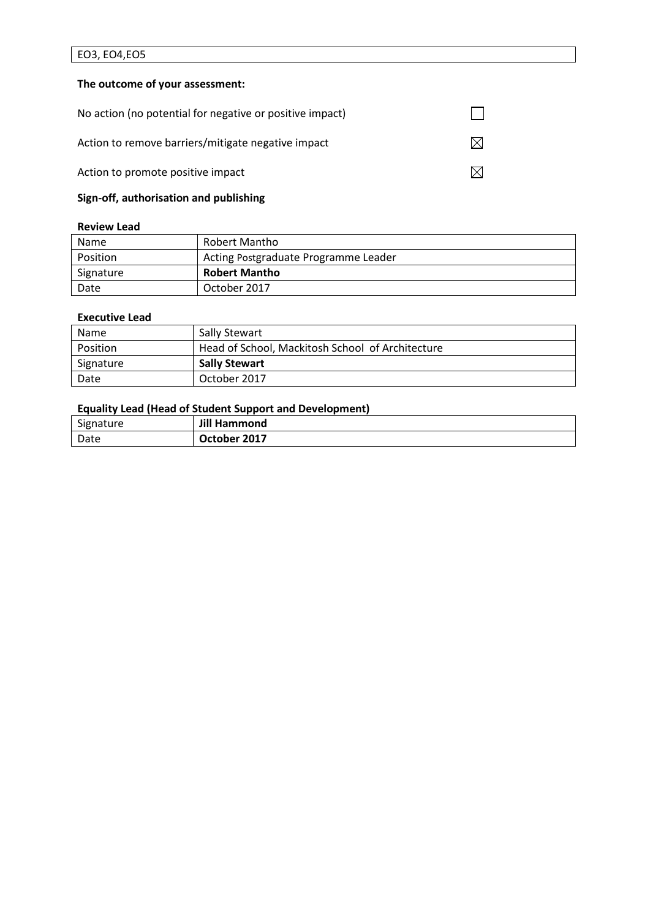| |
|---|
| EO3, EO4,EO5 |

**The outcome of your assessment:**

No action (no potential for negative or positive impact) ☐

Action to remove barriers/mitigate negative impact ☒

Action to promote positive impact ☒

**Sign-off, authorisation and publishing**

**Review Lead**

| | |
|---|---|
| Name | Robert Mantho |
| Position | Acting Postgraduate Programme Leader |
| Signature | **Robert Mantho** |
| Date | October 2017 |

**Executive Lead**

| | |
|---|---|
| Name | Sally Stewart |
| Position | Head of School, Mackitosh School of Architecture |
| Signature | **Sally Stewart** |
| Date | October 2017 |

**Equality Lead (Head of Student Support and Development)**

| | |
|---|---|
| Signature | **Jill Hammond** |
| Date | **October 2017** |